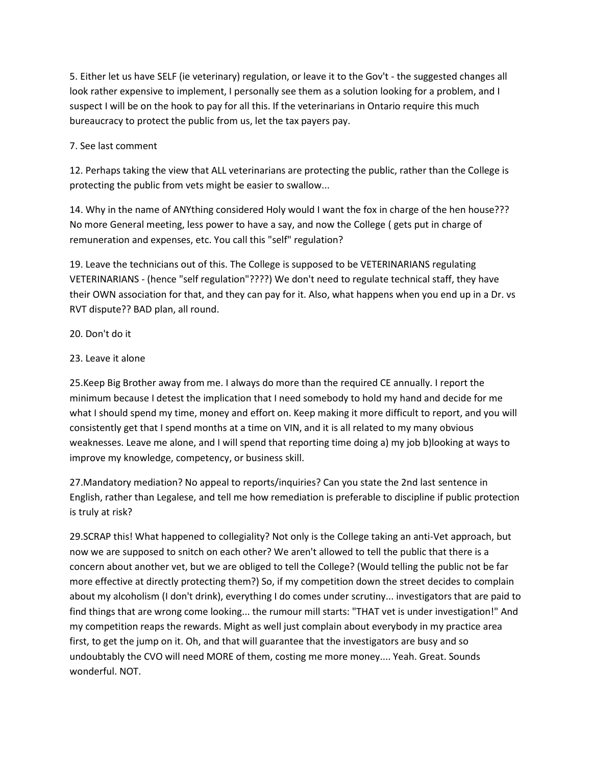5. Either let us have SELF (ie veterinary) regulation, or leave it to the Gov't - the suggested changes all look rather expensive to implement, I personally see them as a solution looking for a problem, and I suspect I will be on the hook to pay for all this. If the veterinarians in Ontario require this much bureaucracy to protect the public from us, let the tax payers pay.

7. See last comment

12. Perhaps taking the view that ALL veterinarians are protecting the public, rather than the College is protecting the public from vets might be easier to swallow...

14. Why in the name of ANYthing considered Holy would I want the fox in charge of the hen house??? No more General meeting, less power to have a say, and now the College ( gets put in charge of remuneration and expenses, etc. You call this "self" regulation?

19. Leave the technicians out of this. The College is supposed to be VETERINARIANS regulating VETERINARIANS - (hence "self regulation"????) We don't need to regulate technical staff, they have their OWN association for that, and they can pay for it. Also, what happens when you end up in a Dr. vs RVT dispute?? BAD plan, all round.

20. Don't do it

23. Leave it alone

25.Keep Big Brother away from me. I always do more than the required CE annually. I report the minimum because I detest the implication that I need somebody to hold my hand and decide for me what I should spend my time, money and effort on. Keep making it more difficult to report, and you will consistently get that I spend months at a time on VIN, and it is all related to my many obvious weaknesses. Leave me alone, and I will spend that reporting time doing a) my job b)looking at ways to improve my knowledge, competency, or business skill.

27.Mandatory mediation? No appeal to reports/inquiries? Can you state the 2nd last sentence in English, rather than Legalese, and tell me how remediation is preferable to discipline if public protection is truly at risk?

29.SCRAP this! What happened to collegiality? Not only is the College taking an anti-Vet approach, but now we are supposed to snitch on each other? We aren't allowed to tell the public that there is a concern about another vet, but we are obliged to tell the College? (Would telling the public not be far more effective at directly protecting them?) So, if my competition down the street decides to complain about my alcoholism (I don't drink), everything I do comes under scrutiny... investigators that are paid to find things that are wrong come looking... the rumour mill starts: "THAT vet is under investigation!" And my competition reaps the rewards. Might as well just complain about everybody in my practice area first, to get the jump on it. Oh, and that will guarantee that the investigators are busy and so undoubtably the CVO will need MORE of them, costing me more money.... Yeah. Great. Sounds wonderful. NOT.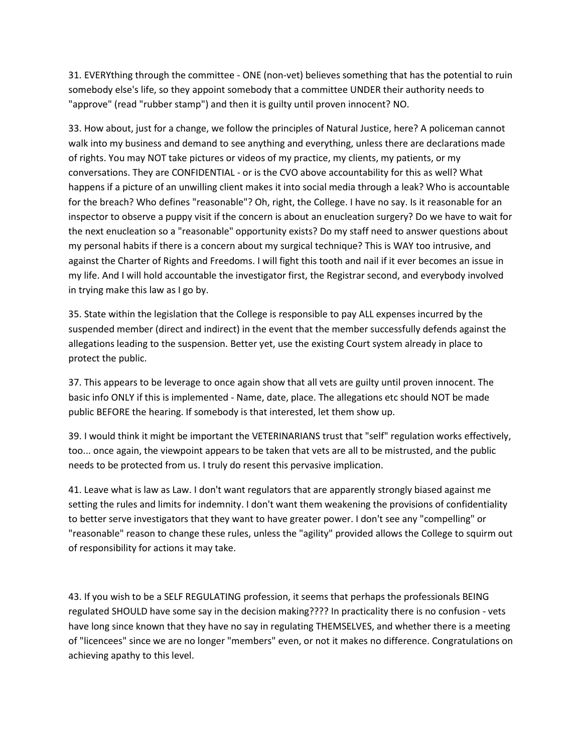31. EVERYthing through the committee - ONE (non-vet) believes something that has the potential to ruin somebody else's life, so they appoint somebody that a committee UNDER their authority needs to "approve" (read "rubber stamp") and then it is guilty until proven innocent? NO.

33. How about, just for a change, we follow the principles of Natural Justice, here? A policeman cannot walk into my business and demand to see anything and everything, unless there are declarations made of rights. You may NOT take pictures or videos of my practice, my clients, my patients, or my conversations. They are CONFIDENTIAL - or is the CVO above accountability for this as well? What happens if a picture of an unwilling client makes it into social media through a leak? Who is accountable for the breach? Who defines "reasonable"? Oh, right, the College. I have no say. Is it reasonable for an inspector to observe a puppy visit if the concern is about an enucleation surgery? Do we have to wait for the next enucleation so a "reasonable" opportunity exists? Do my staff need to answer questions about my personal habits if there is a concern about my surgical technique? This is WAY too intrusive, and against the Charter of Rights and Freedoms. I will fight this tooth and nail if it ever becomes an issue in my life. And I will hold accountable the investigator first, the Registrar second, and everybody involved in trying make this law as I go by.

35. State within the legislation that the College is responsible to pay ALL expenses incurred by the suspended member (direct and indirect) in the event that the member successfully defends against the allegations leading to the suspension. Better yet, use the existing Court system already in place to protect the public.

37. This appears to be leverage to once again show that all vets are guilty until proven innocent. The basic info ONLY if this is implemented - Name, date, place. The allegations etc should NOT be made public BEFORE the hearing. If somebody is that interested, let them show up.

39. I would think it might be important the VETERINARIANS trust that "self" regulation works effectively, too... once again, the viewpoint appears to be taken that vets are all to be mistrusted, and the public needs to be protected from us. I truly do resent this pervasive implication.

41. Leave what is law as Law. I don't want regulators that are apparently strongly biased against me setting the rules and limits for indemnity. I don't want them weakening the provisions of confidentiality to better serve investigators that they want to have greater power. I don't see any "compelling" or "reasonable" reason to change these rules, unless the "agility" provided allows the College to squirm out of responsibility for actions it may take.

43. If you wish to be a SELF REGULATING profession, it seems that perhaps the professionals BEING regulated SHOULD have some say in the decision making???? In practicality there is no confusion - vets have long since known that they have no say in regulating THEMSELVES, and whether there is a meeting of "licencees" since we are no longer "members" even, or not it makes no difference. Congratulations on achieving apathy to this level.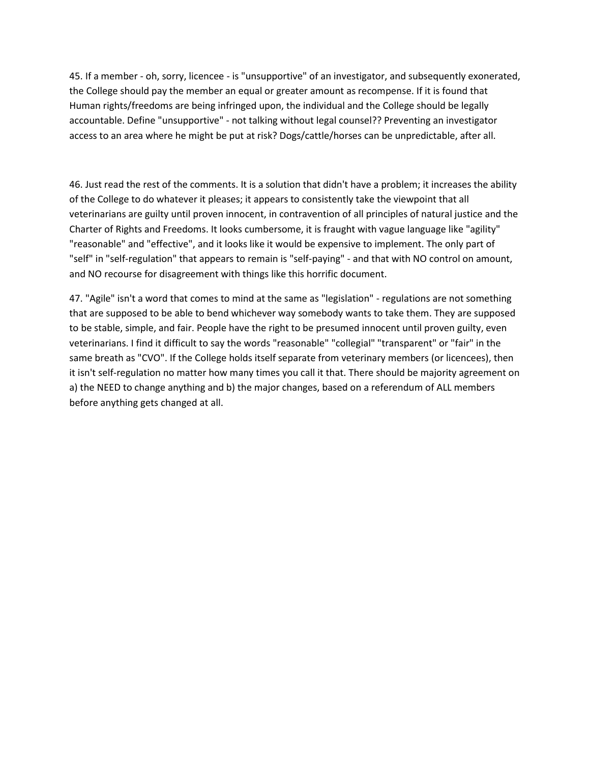45. If a member - oh, sorry, licencee - is "unsupportive" of an investigator, and subsequently exonerated, the College should pay the member an equal or greater amount as recompense. If it is found that Human rights/freedoms are being infringed upon, the individual and the College should be legally accountable. Define "unsupportive" - not talking without legal counsel?? Preventing an investigator access to an area where he might be put at risk? Dogs/cattle/horses can be unpredictable, after all.

46. Just read the rest of the comments. It is a solution that didn't have a problem; it increases the ability of the College to do whatever it pleases; it appears to consistently take the viewpoint that all veterinarians are guilty until proven innocent, in contravention of all principles of natural justice and the Charter of Rights and Freedoms. It looks cumbersome, it is fraught with vague language like "agility" "reasonable" and "effective", and it looks like it would be expensive to implement. The only part of "self" in "self-regulation" that appears to remain is "self-paying" - and that with NO control on amount, and NO recourse for disagreement with things like this horrific document.

47. "Agile" isn't a word that comes to mind at the same as "legislation" - regulations are not something that are supposed to be able to bend whichever way somebody wants to take them. They are supposed to be stable, simple, and fair. People have the right to be presumed innocent until proven guilty, even veterinarians. I find it difficult to say the words "reasonable" "collegial" "transparent" or "fair" in the same breath as "CVO". If the College holds itself separate from veterinary members (or licencees), then it isn't self-regulation no matter how many times you call it that. There should be majority agreement on a) the NEED to change anything and b) the major changes, based on a referendum of ALL members before anything gets changed at all.